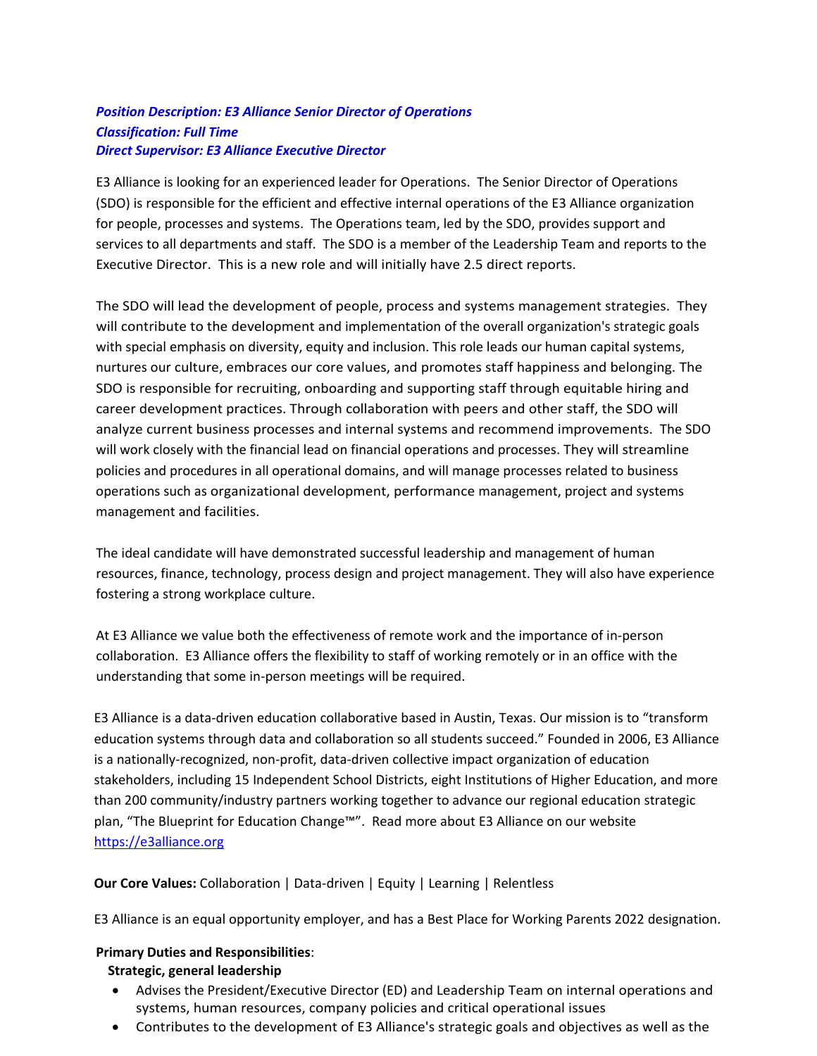***Position Description: E3 Alliance Senior Director of Operations***
***Classification: Full Time***
***Direct Supervisor: E3 Alliance Executive Director***

E3 Alliance is looking for an experienced leader for Operations. The Senior Director of Operations (SDO) is responsible for the efficient and effective internal operations of the E3 Alliance organization for people, processes and systems. The Operations team, led by the SDO, provides support and services to all departments and staff. The SDO is a member of the Leadership Team and reports to the Executive Director. This is a new role and will initially have 2.5 direct reports.

The SDO will lead the development of people, process and systems management strategies. They will contribute to the development and implementation of the overall organization's strategic goals with special emphasis on diversity, equity and inclusion. This role leads our human capital systems, nurtures our culture, embraces our core values, and promotes staff happiness and belonging. The SDO is responsible for recruiting, onboarding and supporting staff through equitable hiring and career development practices. Through collaboration with peers and other staff, the SDO will analyze current business processes and internal systems and recommend improvements. The SDO will work closely with the financial lead on financial operations and processes. They will streamline policies and procedures in all operational domains, and will manage processes related to business operations such as organizational development, performance management, project and systems management and facilities.

The ideal candidate will have demonstrated successful leadership and management of human resources, finance, technology, process design and project management. They will also have experience fostering a strong workplace culture.

At E3 Alliance we value both the effectiveness of remote work and the importance of in-person collaboration. E3 Alliance offers the flexibility to staff of working remotely or in an office with the understanding that some in-person meetings will be required.

E3 Alliance is a data-driven education collaborative based in Austin, Texas. Our mission is to "transform education systems through data and collaboration so all students succeed." Founded in 2006, E3 Alliance is a nationally-recognized, non-profit, data-driven collective impact organization of education stakeholders, including 15 Independent School Districts, eight Institutions of Higher Education, and more than 200 community/industry partners working together to advance our regional education strategic plan, "The Blueprint for Education Change™". Read more about E3 Alliance on our website https://e3alliance.org

**Our Core Values:** Collaboration | Data-driven | Equity | Learning | Relentless

E3 Alliance is an equal opportunity employer, and has a Best Place for Working Parents 2022 designation.

**Primary Duties and Responsibilities**:

**Strategic, general leadership**

- Advises the President/Executive Director (ED) and Leadership Team on internal operations and systems, human resources, company policies and critical operational issues
- Contributes to the development of E3 Alliance's strategic goals and objectives as well as the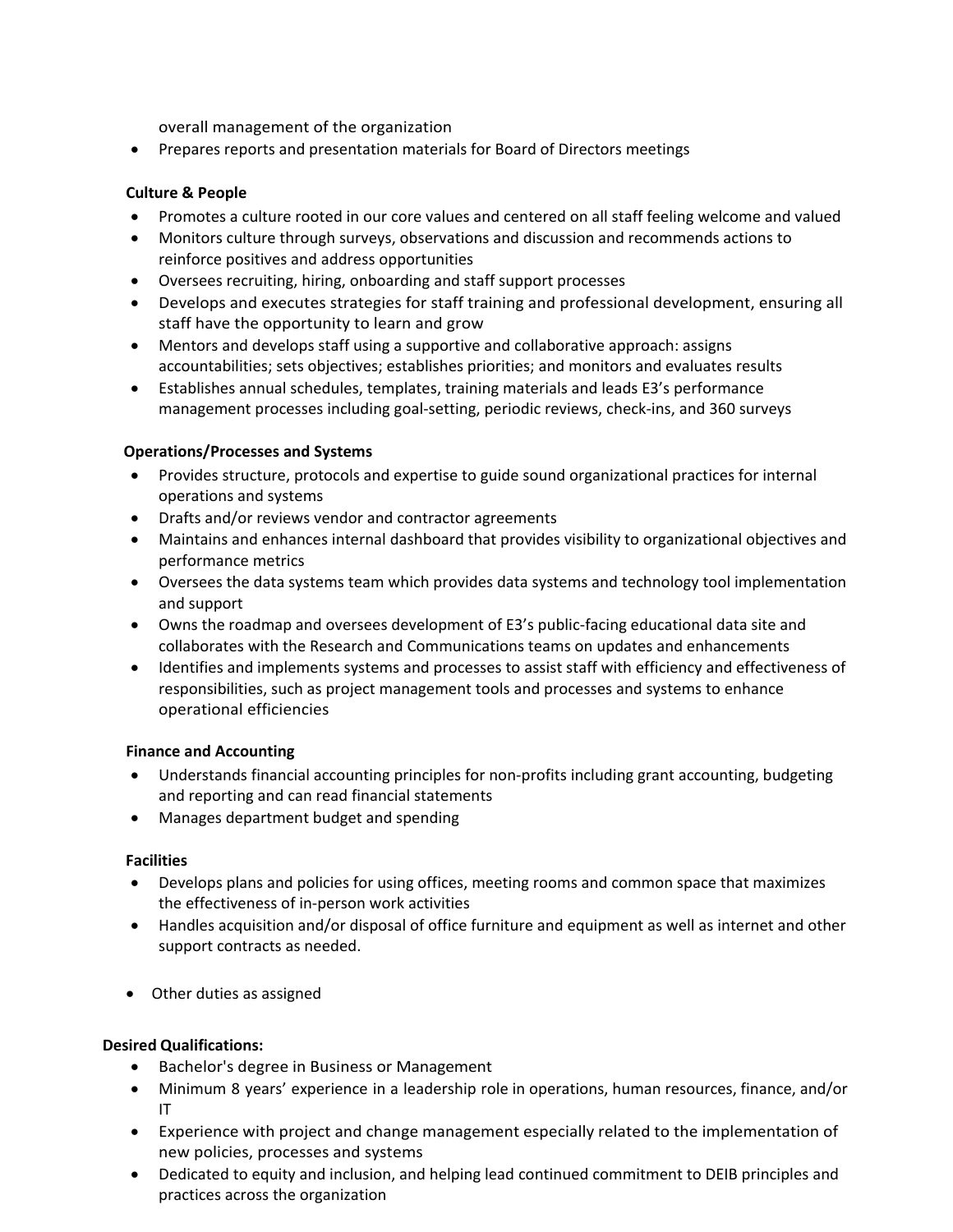overall management of the organization
- Prepares reports and presentation materials for Board of Directors meetings

**Culture & People**

- Promotes a culture rooted in our core values and centered on all staff feeling welcome and valued
- Monitors culture through surveys, observations and discussion and recommends actions to reinforce positives and address opportunities
- Oversees recruiting, hiring, onboarding and staff support processes
- Develops and executes strategies for staff training and professional development, ensuring all staff have the opportunity to learn and grow
- Mentors and develops staff using a supportive and collaborative approach: assigns accountabilities; sets objectives; establishes priorities; and monitors and evaluates results
- Establishes annual schedules, templates, training materials and leads E3's performance management processes including goal-setting, periodic reviews, check-ins, and 360 surveys

**Operations/Processes and Systems**

- Provides structure, protocols and expertise to guide sound organizational practices for internal operations and systems
- Drafts and/or reviews vendor and contractor agreements
- Maintains and enhances internal dashboard that provides visibility to organizational objectives and performance metrics
- Oversees the data systems team which provides data systems and technology tool implementation and support
- Owns the roadmap and oversees development of E3's public-facing educational data site and collaborates with the Research and Communications teams on updates and enhancements
- Identifies and implements systems and processes to assist staff with efficiency and effectiveness of responsibilities, such as project management tools and processes and systems to enhance operational efficiencies

**Finance and Accounting**

- Understands financial accounting principles for non-profits including grant accounting, budgeting and reporting and can read financial statements
- Manages department budget and spending

**Facilities**

- Develops plans and policies for using offices, meeting rooms and common space that maximizes the effectiveness of in-person work activities
- Handles acquisition and/or disposal of office furniture and equipment as well as internet and other support contracts as needed.

- Other duties as assigned

**Desired Qualifications:**

- Bachelor's degree in Business or Management
- Minimum 8 years' experience in a leadership role in operations, human resources, finance, and/or IT
- Experience with project and change management especially related to the implementation of new policies, processes and systems
- Dedicated to equity and inclusion, and helping lead continued commitment to DEIB principles and practices across the organization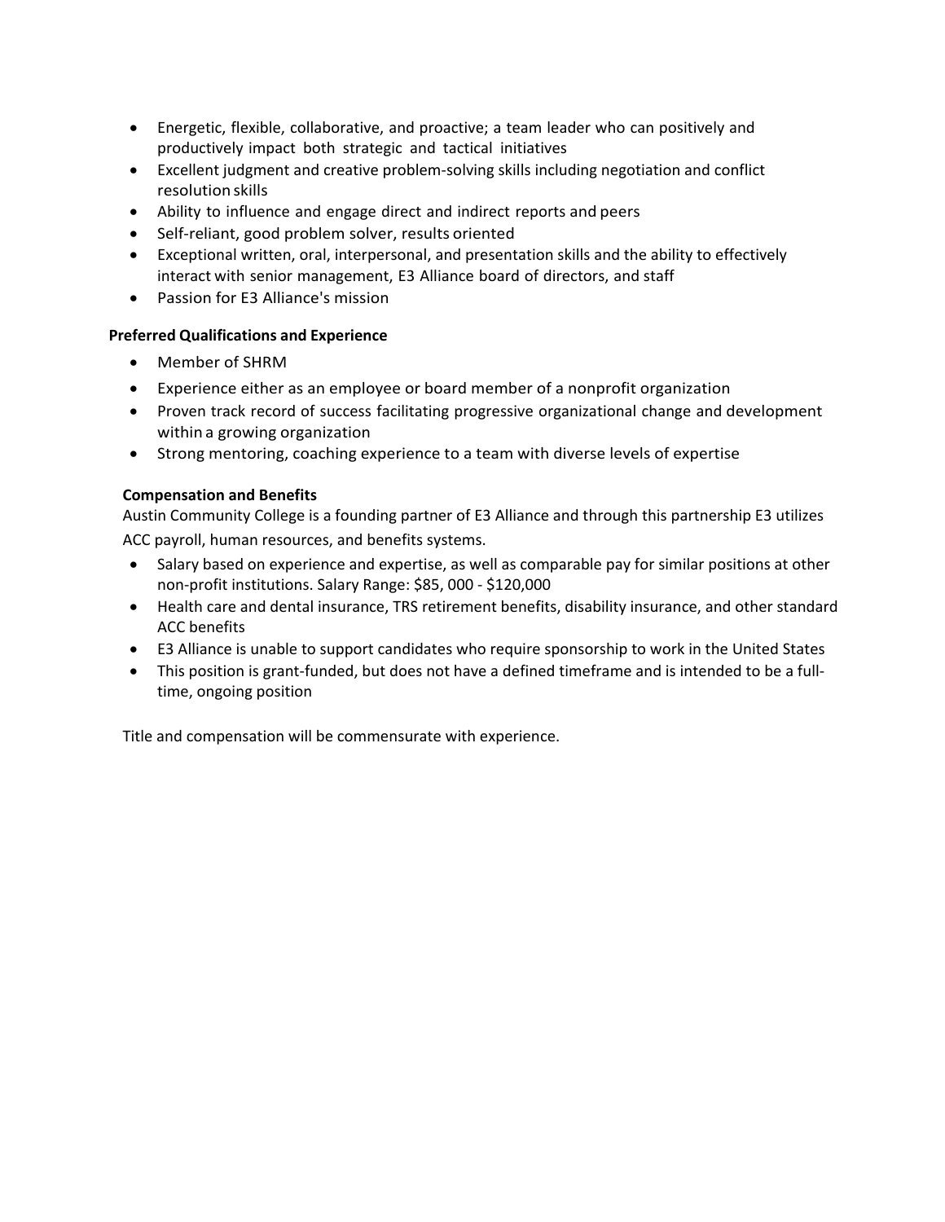- Energetic, flexible, collaborative, and proactive; a team leader who can positively and productively impact both strategic and tactical initiatives
- Excellent judgment and creative problem-solving skills including negotiation and conflict resolution skills
- Ability to influence and engage direct and indirect reports and peers
- Self-reliant, good problem solver, results oriented
- Exceptional written, oral, interpersonal, and presentation skills and the ability to effectively interact with senior management, E3 Alliance board of directors, and staff
- Passion for E3 Alliance's mission

**Preferred Qualifications and Experience**

- Member of SHRM
- Experience either as an employee or board member of a nonprofit organization
- Proven track record of success facilitating progressive organizational change and development within a growing organization
- Strong mentoring, coaching experience to a team with diverse levels of expertise

**Compensation and Benefits**

Austin Community College is a founding partner of E3 Alliance and through this partnership E3 utilizes ACC payroll, human resources, and benefits systems.

- Salary based on experience and expertise, as well as comparable pay for similar positions at other non-profit institutions. Salary Range: $85, 000 - $120,000
- Health care and dental insurance, TRS retirement benefits, disability insurance, and other standard ACC benefits
- E3 Alliance is unable to support candidates who require sponsorship to work in the United States
- This position is grant-funded, but does not have a defined timeframe and is intended to be a full-time, ongoing position

Title and compensation will be commensurate with experience.